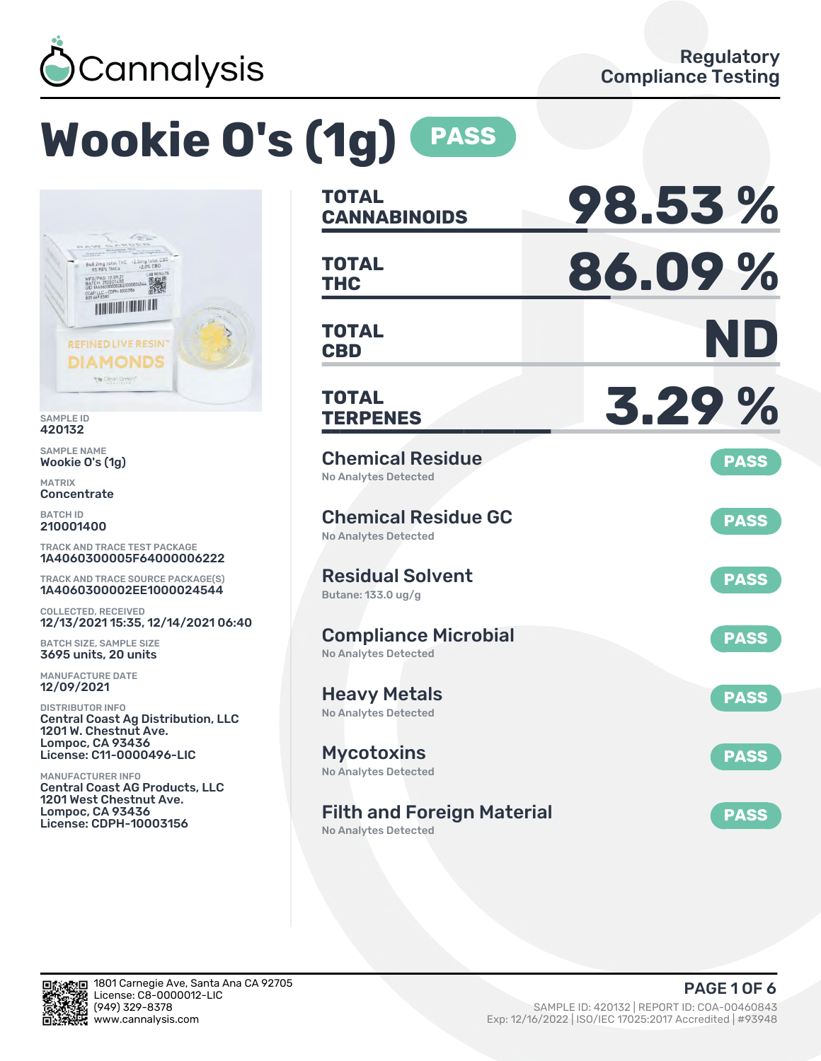Cannalysis

Regulatory Compliance Testing

# Wookie O's (1g) PASS

SAMPLE ID
420132

SAMPLE NAME
Wookie O's (1g)

MATRIX
Concentrate

BATCH ID
210001400

TRACK AND TRACE TEST PACKAGE
1A4060300005F64000006222

TRACK AND TRACE SOURCE PACKAGE(S)
1A4060300002EE1000024544

COLLECTED, RECEIVED
12/13/2021 15:35, 12/14/2021 06:40

BATCH SIZE, SAMPLE SIZE
3695 units, 20 units

MANUFACTURE DATE
12/09/2021

DISTRIBUTOR INFO
Central Coast Ag Distribution, LLC
1201 W. Chestnut Ave.
Lompoc, CA 93436
License: C11-0000496-LIC

MANUFACTURER INFO
Central Coast AG Products, LLC
1201 West Chestnut Ave.
Lompoc, CA 93436
License: CDPH-10003156

| | |
|---|---|
| **TOTAL CANNABINOIDS** | **98.53 %** |
| **TOTAL THC** | **86.09 %** |
| **TOTAL CBD** | **ND** |
| **TOTAL TERPENES** | **3.29 %** |

| Test | Result | Status |
|---|---|---|
| Chemical Residue | No Analytes Detected | PASS |
| Chemical Residue GC | No Analytes Detected | PASS |
| Residual Solvent | Butane: 133.0 ug/g | PASS |
| Compliance Microbial | No Analytes Detected | PASS |
| Heavy Metals | No Analytes Detected | PASS |
| Mycotoxins | No Analytes Detected | PASS |
| Filth and Foreign Material | No Analytes Detected | PASS |

1801 Carnegie Ave, Santa Ana CA 92705
License: C8-0000012-LIC
(949) 329-8378
www.cannalysis.com

SAMPLE ID: 420132 | REPORT ID: COA-00460843
Exp: 12/16/2022 | ISO/IEC 17025:2017 Accredited | #93948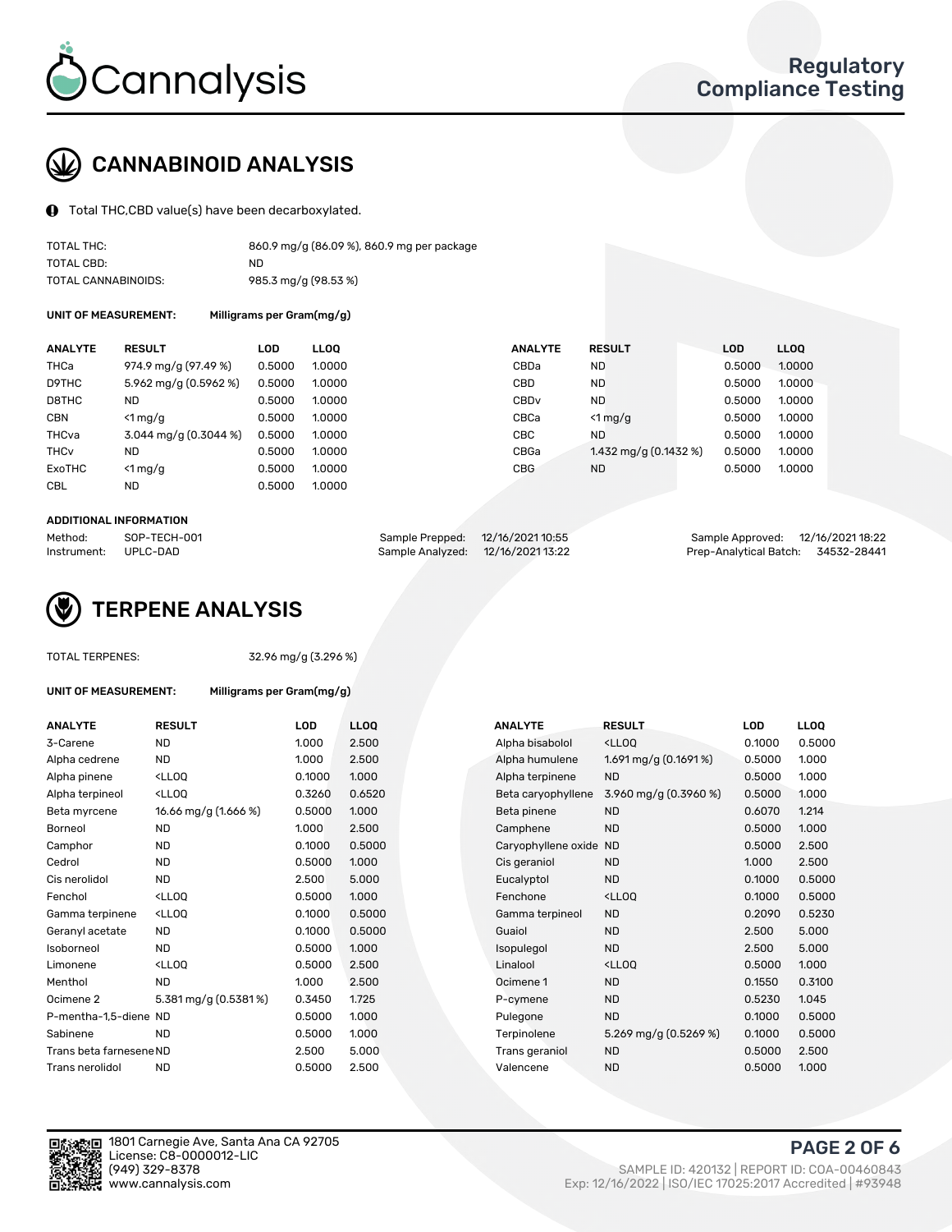Cannalysis

Regulatory Compliance Testing

## CANNABINOID ANALYSIS

Total THC,CBD value(s) have been decarboxylated.

| | |
|---|---|
| TOTAL THC: | 860.9 mg/g (86.09 %), 860.9 mg per package |
| TOTAL CBD: | ND |
| TOTAL CANNABINOIDS: | 985.3 mg/g (98.53 %) |

**UNIT OF MEASUREMENT:** Milligrams per Gram(mg/g)

| ANALYTE | RESULT | LOD | LLOQ | ANALYTE | RESULT | LOD | LLOQ |
|---|---|---|---|---|---|---|---|
| THCa | 974.9 mg/g (97.49 %) | 0.5000 | 1.0000 | CBDa | ND | 0.5000 | 1.0000 |
| D9THC | 5.962 mg/g (0.5962 %) | 0.5000 | 1.0000 | CBD | ND | 0.5000 | 1.0000 |
| D8THC | ND | 0.5000 | 1.0000 | CBDv | ND | 0.5000 | 1.0000 |
| CBN | <1 mg/g | 0.5000 | 1.0000 | CBCa | <1 mg/g | 0.5000 | 1.0000 |
| THCva | 3.044 mg/g (0.3044 %) | 0.5000 | 1.0000 | CBC | ND | 0.5000 | 1.0000 |
| THCv | ND | 0.5000 | 1.0000 | CBGa | 1.432 mg/g (0.1432 %) | 0.5000 | 1.0000 |
| ExoTHC | <1 mg/g | 0.5000 | 1.0000 | CBG | ND | 0.5000 | 1.0000 |
| CBL | ND | 0.5000 | 1.0000 | | | | |

**ADDITIONAL INFORMATION**

| | | | | | |
|---|---|---|---|---|---|
| Method: | SOP-TECH-001 | Sample Prepped: | 12/16/2021 10:55 | Sample Approved: | 12/16/2021 18:22 |
| Instrument: | UPLC-DAD | Sample Analyzed: | 12/16/2021 13:22 | Prep-Analytical Batch: | 34532-28441 |

## TERPENE ANALYSIS

TOTAL TERPENES: 32.96 mg/g (3.296 %)

**UNIT OF MEASUREMENT:** Milligrams per Gram(mg/g)

| ANALYTE | RESULT | LOD | LLOQ | ANALYTE | RESULT | LOD | LLOQ |
|---|---|---|---|---|---|---|---|
| 3-Carene | ND | 1.000 | 2.500 | Alpha bisabolol | <LLOQ | 0.1000 | 0.5000 |
| Alpha cedrene | ND | 1.000 | 2.500 | Alpha humulene | 1.691 mg/g (0.1691 %) | 0.5000 | 1.000 |
| Alpha pinene | <LLOQ | 0.1000 | 1.000 | Alpha terpinene | ND | 0.5000 | 1.000 |
| Alpha terpineol | <LLOQ | 0.3260 | 0.6520 | Beta caryophyllene | 3.960 mg/g (0.3960 %) | 0.5000 | 1.000 |
| Beta myrcene | 16.66 mg/g (1.666 %) | 0.5000 | 1.000 | Beta pinene | ND | 0.6070 | 1.214 |
| Borneol | ND | 1.000 | 2.500 | Camphene | ND | 0.5000 | 1.000 |
| Camphor | ND | 0.1000 | 0.5000 | Caryophyllene oxide | ND | 0.5000 | 2.500 |
| Cedrol | ND | 0.5000 | 1.000 | Cis geraniol | ND | 1.000 | 2.500 |
| Cis nerolidol | ND | 2.500 | 5.000 | Eucalyptol | ND | 0.1000 | 0.5000 |
| Fenchol | <LLOQ | 0.5000 | 1.000 | Fenchone | <LLOQ | 0.1000 | 0.5000 |
| Gamma terpinene | <LLOQ | 0.1000 | 0.5000 | Gamma terpineol | ND | 0.2090 | 0.5230 |
| Geranyl acetate | ND | 0.1000 | 0.5000 | Guaiol | ND | 2.500 | 5.000 |
| Isoborneol | ND | 0.5000 | 1.000 | Isopulegol | ND | 2.500 | 5.000 |
| Limonene | <LLOQ | 0.5000 | 2.500 | Linalool | <LLOQ | 0.5000 | 1.000 |
| Menthol | ND | 1.000 | 2.500 | Ocimene 1 | ND | 0.1550 | 0.3100 |
| Ocimene 2 | 5.381 mg/g (0.5381 %) | 0.3450 | 1.725 | P-cymene | ND | 0.5230 | 1.045 |
| P-mentha-1,5-diene | ND | 0.5000 | 1.000 | Pulegone | ND | 0.1000 | 0.5000 |
| Sabinene | ND | 0.5000 | 1.000 | Terpinolene | 5.269 mg/g (0.5269 %) | 0.1000 | 0.5000 |
| Trans beta farnesene | ND | 2.500 | 5.000 | Trans geraniol | ND | 0.5000 | 2.500 |
| Trans nerolidol | ND | 0.5000 | 2.500 | Valencene | ND | 0.5000 | 1.000 |

1801 Carnegie Ave, Santa Ana CA 92705
License: C8-0000012-LIC
(949) 329-8378
www.cannalysis.com

SAMPLE ID: 420132 | REPORT ID: COA-00460843
Exp: 12/16/2022 | ISO/IEC 17025:2017 Accredited | #93948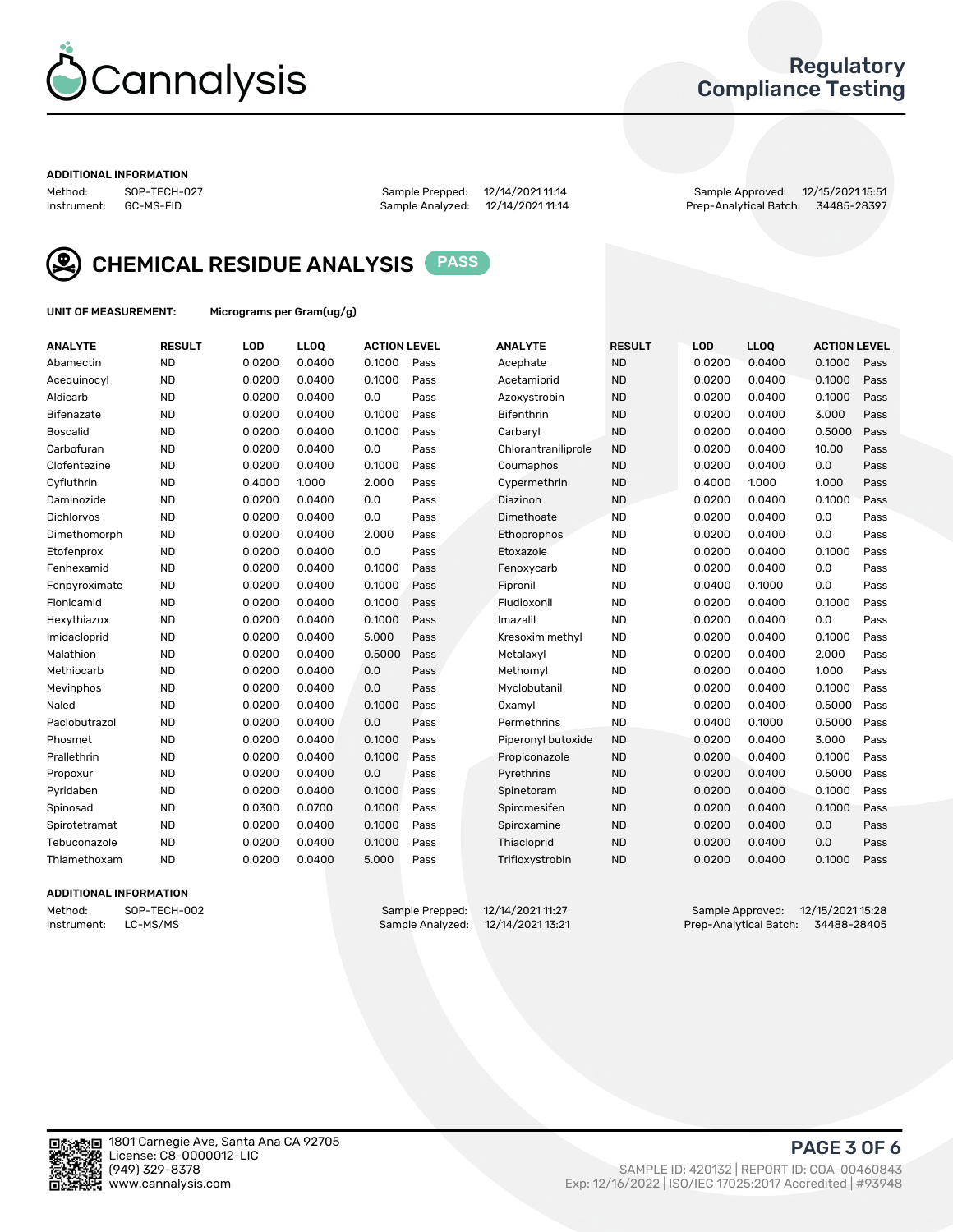# Cannalysis

## Regulatory Compliance Testing

**ADDITIONAL INFORMATION**

| Method: | SOP-TECH-027 | Sample Prepped: | 12/14/2021 11:14 | Sample Approved: | 12/15/2021 15:51 |
|---|---|---|---|---|---|
| Instrument: | GC-MS-FID | Sample Analyzed: | 12/14/2021 11:14 | Prep-Analytical Batch: | 34485-28397 |

## CHEMICAL RESIDUE ANALYSIS PASS

**UNIT OF MEASUREMENT:** Micrograms per Gram(ug/g)

| ANALYTE | RESULT | LOD | LLOQ | ACTION LEVEL | | ANALYTE | RESULT | LOD | LLOQ | ACTION LEVEL | |
|---|---|---|---|---|---|---|---|---|---|---|---|
| Abamectin | ND | 0.0200 | 0.0400 | 0.1000 | Pass | Acephate | ND | 0.0200 | 0.0400 | 0.1000 | Pass |
| Acequinocyl | ND | 0.0200 | 0.0400 | 0.1000 | Pass | Acetamiprid | ND | 0.0200 | 0.0400 | 0.1000 | Pass |
| Aldicarb | ND | 0.0200 | 0.0400 | 0.0 | Pass | Azoxystrobin | ND | 0.0200 | 0.0400 | 0.1000 | Pass |
| Bifenazate | ND | 0.0200 | 0.0400 | 0.1000 | Pass | Bifenthrin | ND | 0.0200 | 0.0400 | 3.000 | Pass |
| Boscalid | ND | 0.0200 | 0.0400 | 0.1000 | Pass | Carbaryl | ND | 0.0200 | 0.0400 | 0.5000 | Pass |
| Carbofuran | ND | 0.0200 | 0.0400 | 0.0 | Pass | Chlorantraniliprole | ND | 0.0200 | 0.0400 | 10.00 | Pass |
| Clofentezine | ND | 0.0200 | 0.0400 | 0.1000 | Pass | Coumaphos | ND | 0.0200 | 0.0400 | 0.0 | Pass |
| Cyfluthrin | ND | 0.4000 | 1.000 | 2.000 | Pass | Cypermethrin | ND | 0.4000 | 1.000 | 1.000 | Pass |
| Daminozide | ND | 0.0200 | 0.0400 | 0.0 | Pass | Diazinon | ND | 0.0200 | 0.0400 | 0.1000 | Pass |
| Dichlorvos | ND | 0.0200 | 0.0400 | 0.0 | Pass | Dimethoate | ND | 0.0200 | 0.0400 | 0.0 | Pass |
| Dimethomorph | ND | 0.0200 | 0.0400 | 2.000 | Pass | Ethoprophos | ND | 0.0200 | 0.0400 | 0.0 | Pass |
| Etofenprox | ND | 0.0200 | 0.0400 | 0.0 | Pass | Etoxazole | ND | 0.0200 | 0.0400 | 0.1000 | Pass |
| Fenhexamid | ND | 0.0200 | 0.0400 | 0.1000 | Pass | Fenoxycarb | ND | 0.0200 | 0.0400 | 0.0 | Pass |
| Fenpyroximate | ND | 0.0200 | 0.0400 | 0.1000 | Pass | Fipronil | ND | 0.0400 | 0.1000 | 0.0 | Pass |
| Flonicamid | ND | 0.0200 | 0.0400 | 0.1000 | Pass | Fludioxonil | ND | 0.0200 | 0.0400 | 0.1000 | Pass |
| Hexythiazox | ND | 0.0200 | 0.0400 | 0.1000 | Pass | Imazalil | ND | 0.0200 | 0.0400 | 0.0 | Pass |
| Imidacloprid | ND | 0.0200 | 0.0400 | 5.000 | Pass | Kresoxim methyl | ND | 0.0200 | 0.0400 | 0.1000 | Pass |
| Malathion | ND | 0.0200 | 0.0400 | 0.5000 | Pass | Metalaxyl | ND | 0.0200 | 0.0400 | 2.000 | Pass |
| Methiocarb | ND | 0.0200 | 0.0400 | 0.0 | Pass | Methomyl | ND | 0.0200 | 0.0400 | 1.000 | Pass |
| Mevinphos | ND | 0.0200 | 0.0400 | 0.0 | Pass | Myclobutanil | ND | 0.0200 | 0.0400 | 0.1000 | Pass |
| Naled | ND | 0.0200 | 0.0400 | 0.1000 | Pass | Oxamyl | ND | 0.0200 | 0.0400 | 0.5000 | Pass |
| Paclobutrazol | ND | 0.0200 | 0.0400 | 0.0 | Pass | Permethrins | ND | 0.0400 | 0.1000 | 0.5000 | Pass |
| Phosmet | ND | 0.0200 | 0.0400 | 0.1000 | Pass | Piperonyl butoxide | ND | 0.0200 | 0.0400 | 3.000 | Pass |
| Prallethrin | ND | 0.0200 | 0.0400 | 0.1000 | Pass | Propiconazole | ND | 0.0200 | 0.0400 | 0.1000 | Pass |
| Propoxur | ND | 0.0200 | 0.0400 | 0.0 | Pass | Pyrethrins | ND | 0.0200 | 0.0400 | 0.5000 | Pass |
| Pyridaben | ND | 0.0200 | 0.0400 | 0.1000 | Pass | Spinetoram | ND | 0.0200 | 0.0400 | 0.1000 | Pass |
| Spinosad | ND | 0.0300 | 0.0700 | 0.1000 | Pass | Spiromesifen | ND | 0.0200 | 0.0400 | 0.1000 | Pass |
| Spirotetramat | ND | 0.0200 | 0.0400 | 0.1000 | Pass | Spiroxamine | ND | 0.0200 | 0.0400 | 0.0 | Pass |
| Tebuconazole | ND | 0.0200 | 0.0400 | 0.1000 | Pass | Thiacloprid | ND | 0.0200 | 0.0400 | 0.0 | Pass |
| Thiamethoxam | ND | 0.0200 | 0.0400 | 5.000 | Pass | Trifloxystrobin | ND | 0.0200 | 0.0400 | 0.1000 | Pass |

**ADDITIONAL INFORMATION**

| Method: | SOP-TECH-002 | Sample Prepped: | 12/14/2021 11:27 | Sample Approved: | 12/15/2021 15:28 |
|---|---|---|---|---|---|
| Instrument: | LC-MS/MS | Sample Analyzed: | 12/14/2021 13:21 | Prep-Analytical Batch: | 34488-28405 |

1801 Carnegie Ave, Santa Ana CA 92705
License: C8-0000012-LIC
(949) 329-8378
www.cannalysis.com

SAMPLE ID: 420132 | REPORT ID: COA-00460843
Exp: 12/16/2022 | ISO/IEC 17025:2017 Accredited | #93948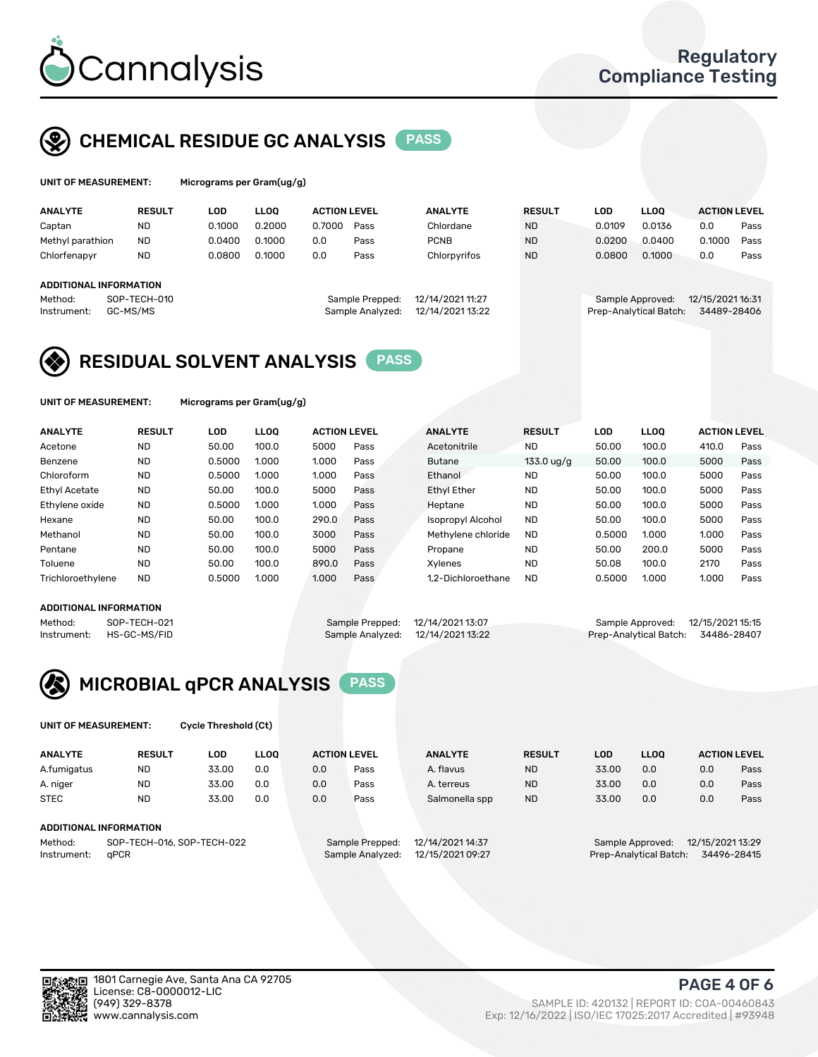# Cannalysis

Regulatory Compliance Testing

## CHEMICAL RESIDUE GC ANALYSIS PASS

**UNIT OF MEASUREMENT:** Micrograms per Gram(ug/g)

| ANALYTE | RESULT | LOD | LLOQ | ACTION LEVEL | | ANALYTE | RESULT | LOD | LLOQ | ACTION LEVEL | |
|---|---|---|---|---|---|---|---|---|---|---|---|
| Captan | ND | 0.1000 | 0.2000 | 0.7000 | Pass | Chlordane | ND | 0.0109 | 0.0136 | 0.0 | Pass |
| Methyl parathion | ND | 0.0400 | 0.1000 | 0.0 | Pass | PCNB | ND | 0.0200 | 0.0400 | 0.1000 | Pass |
| Chlorfenapyr | ND | 0.0800 | 0.1000 | 0.0 | Pass | Chlorpyrifos | ND | 0.0800 | 0.1000 | 0.0 | Pass |

**ADDITIONAL INFORMATION**

Method: SOP-TECH-010
Instrument: GC-MS/MS
Sample Prepped: 12/14/2021 11:27
Sample Analyzed: 12/14/2021 13:22
Sample Approved: 12/15/2021 16:31
Prep-Analytical Batch: 34489-28406

## RESIDUAL SOLVENT ANALYSIS PASS

**UNIT OF MEASUREMENT:** Micrograms per Gram(ug/g)

| ANALYTE | RESULT | LOD | LLOQ | ACTION LEVEL | | ANALYTE | RESULT | LOD | LLOQ | ACTION LEVEL | |
|---|---|---|---|---|---|---|---|---|---|---|---|
| Acetone | ND | 50.00 | 100.0 | 5000 | Pass | Acetonitrile | ND | 50.00 | 100.0 | 410.0 | Pass |
| Benzene | ND | 0.5000 | 1.000 | 1.000 | Pass | Butane | 133.0 ug/g | 50.00 | 100.0 | 5000 | Pass |
| Chloroform | ND | 0.5000 | 1.000 | 1.000 | Pass | Ethanol | ND | 50.00 | 100.0 | 5000 | Pass |
| Ethyl Acetate | ND | 50.00 | 100.0 | 5000 | Pass | Ethyl Ether | ND | 50.00 | 100.0 | 5000 | Pass |
| Ethylene oxide | ND | 0.5000 | 1.000 | 1.000 | Pass | Heptane | ND | 50.00 | 100.0 | 5000 | Pass |
| Hexane | ND | 50.00 | 100.0 | 290.0 | Pass | Isopropyl Alcohol | ND | 50.00 | 100.0 | 5000 | Pass |
| Methanol | ND | 50.00 | 100.0 | 3000 | Pass | Methylene chloride | ND | 0.5000 | 1.000 | 1.000 | Pass |
| Pentane | ND | 50.00 | 100.0 | 5000 | Pass | Propane | ND | 50.00 | 200.0 | 5000 | Pass |
| Toluene | ND | 50.00 | 100.0 | 890.0 | Pass | Xylenes | ND | 50.08 | 100.0 | 2170 | Pass |
| Trichloroethylene | ND | 0.5000 | 1.000 | 1.000 | Pass | 1,2-Dichloroethane | ND | 0.5000 | 1.000 | 1.000 | Pass |

**ADDITIONAL INFORMATION**

Method: SOP-TECH-021
Instrument: HS-GC-MS/FID
Sample Prepped: 12/14/2021 13:07
Sample Analyzed: 12/14/2021 13:22
Sample Approved: 12/15/2021 15:15
Prep-Analytical Batch: 34486-28407

## MICROBIAL qPCR ANALYSIS PASS

**UNIT OF MEASUREMENT:** Cycle Threshold (Ct)

| ANALYTE | RESULT | LOD | LLOQ | ACTION LEVEL | | ANALYTE | RESULT | LOD | LLOQ | ACTION LEVEL | |
|---|---|---|---|---|---|---|---|---|---|---|---|
| A.fumigatus | ND | 33.00 | 0.0 | 0.0 | Pass | A. flavus | ND | 33.00 | 0.0 | 0.0 | Pass |
| A. niger | ND | 33.00 | 0.0 | 0.0 | Pass | A. terreus | ND | 33.00 | 0.0 | 0.0 | Pass |
| STEC | ND | 33.00 | 0.0 | 0.0 | Pass | Salmonella spp | ND | 33.00 | 0.0 | 0.0 | Pass |

**ADDITIONAL INFORMATION**

Method: SOP-TECH-016, SOP-TECH-022
Instrument: qPCR
Sample Prepped: 12/14/2021 14:37
Sample Analyzed: 12/15/2021 09:27
Sample Approved: 12/15/2021 13:29
Prep-Analytical Batch: 34496-28415

1801 Carnegie Ave, Santa Ana CA 92705
License: C8-0000012-LIC
(949) 329-8378
www.cannalysis.com

SAMPLE ID: 420132 | REPORT ID: COA-00460843
Exp: 12/16/2022 | ISO/IEC 17025:2017 Accredited | #93948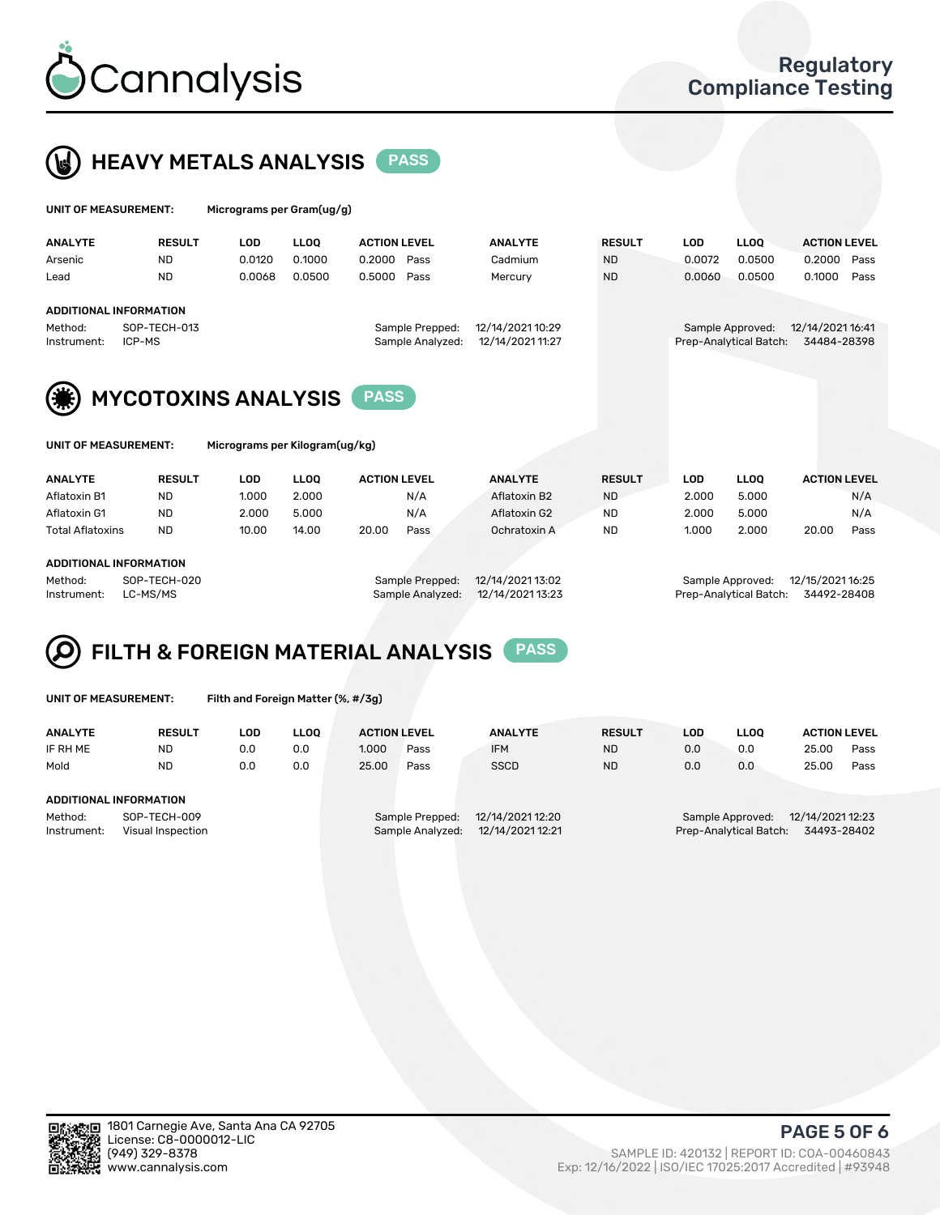# Cannalysis

Regulatory Compliance Testing

## HEAVY METALS ANALYSIS PASS

**UNIT OF MEASUREMENT:** Micrograms per Gram(ug/g)

| ANALYTE | RESULT | LOD | LLOQ | ACTION LEVEL | | ANALYTE | RESULT | LOD | LLOQ | ACTION LEVEL | |
|---|---|---|---|---|---|---|---|---|---|---|---|
| Arsenic | ND | 0.0120 | 0.1000 | 0.2000 | Pass | Cadmium | ND | 0.0072 | 0.0500 | 0.2000 | Pass |
| Lead | ND | 0.0068 | 0.0500 | 0.5000 | Pass | Mercury | ND | 0.0060 | 0.0500 | 0.1000 | Pass |

**ADDITIONAL INFORMATION**

Method: SOP-TECH-013
Instrument: ICP-MS
Sample Prepped: 12/14/2021 10:29
Sample Analyzed: 12/14/2021 11:27
Sample Approved: 12/14/2021 16:41
Prep-Analytical Batch: 34484-28398

## MYCOTOXINS ANALYSIS PASS

**UNIT OF MEASUREMENT:** Micrograms per Kilogram(ug/kg)

| ANALYTE | RESULT | LOD | LLOQ | ACTION LEVEL | | ANALYTE | RESULT | LOD | LLOQ | ACTION LEVEL | |
|---|---|---|---|---|---|---|---|---|---|---|---|
| Aflatoxin B1 | ND | 1.000 | 2.000 | | N/A | Aflatoxin B2 | ND | 2.000 | 5.000 | | N/A |
| Aflatoxin G1 | ND | 2.000 | 5.000 | | N/A | Aflatoxin G2 | ND | 2.000 | 5.000 | | N/A |
| Total Aflatoxins | ND | 10.00 | 14.00 | 20.00 | Pass | Ochratoxin A | ND | 1.000 | 2.000 | 20.00 | Pass |

**ADDITIONAL INFORMATION**

Method: SOP-TECH-020
Instrument: LC-MS/MS
Sample Prepped: 12/14/2021 13:02
Sample Analyzed: 12/14/2021 13:23
Sample Approved: 12/15/2021 16:25
Prep-Analytical Batch: 34492-28408

## FILTH & FOREIGN MATERIAL ANALYSIS PASS

**UNIT OF MEASUREMENT:** Filth and Foreign Matter (%, #/3g)

| ANALYTE | RESULT | LOD | LLOQ | ACTION LEVEL | | ANALYTE | RESULT | LOD | LLOQ | ACTION LEVEL | |
|---|---|---|---|---|---|---|---|---|---|---|---|
| IF RH ME | ND | 0.0 | 0.0 | 1.000 | Pass | IFM | ND | 0.0 | 0.0 | 25.00 | Pass |
| Mold | ND | 0.0 | 0.0 | 25.00 | Pass | SSCD | ND | 0.0 | 0.0 | 25.00 | Pass |

**ADDITIONAL INFORMATION**

Method: SOP-TECH-009
Instrument: Visual Inspection
Sample Prepped: 12/14/2021 12:20
Sample Analyzed: 12/14/2021 12:21
Sample Approved: 12/14/2021 12:23
Prep-Analytical Batch: 34493-28402

1801 Carnegie Ave, Santa Ana CA 92705
License: C8-0000012-LIC
(949) 329-8378
www.cannalysis.com

SAMPLE ID: 420132 | REPORT ID: COA-00460843
Exp: 12/16/2022 | ISO/IEC 17025:2017 Accredited | #93948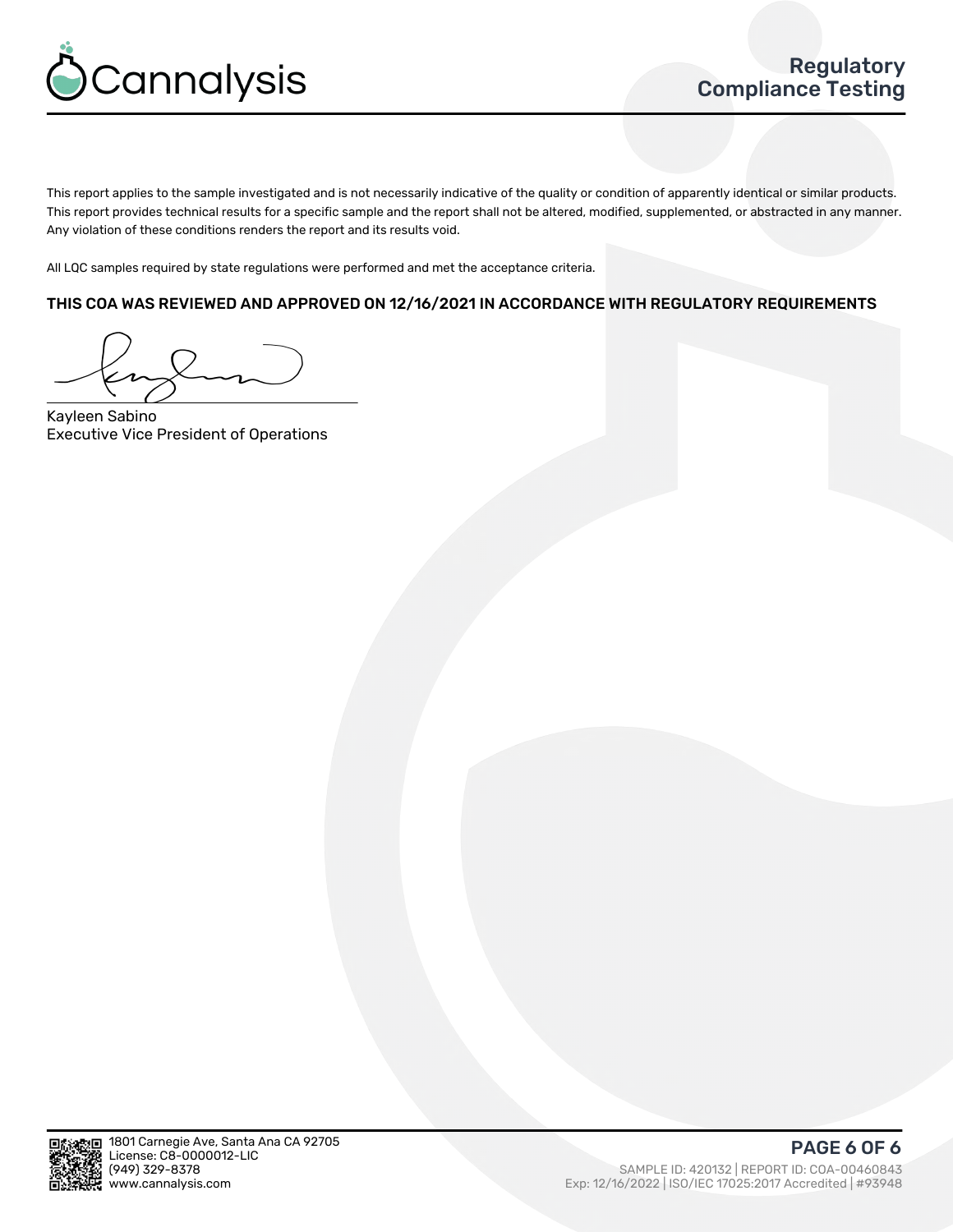This report applies to the sample investigated and is not necessarily indicative of the quality or condition of apparently identical or similar products. This report provides technical results for a specific sample and the report shall not be altered, modified, supplemented, or abstracted in any manner. Any violation of these conditions renders the report and its results void.

All LQC samples required by state regulations were performed and met the acceptance criteria.

**THIS COA WAS REVIEWED AND APPROVED ON 12/16/2021 IN ACCORDANCE WITH REGULATORY REQUIREMENTS**

Kayleen Sabino
Executive Vice President of Operations

1801 Carnegie Ave, Santa Ana CA 92705
License: C8-0000012-LIC
(949) 329-8378
www.cannalysis.com

SAMPLE ID: 420132 | REPORT ID: COA-00460843
Exp: 12/16/2022 | ISO/IEC 17025:2017 Accredited | #93948